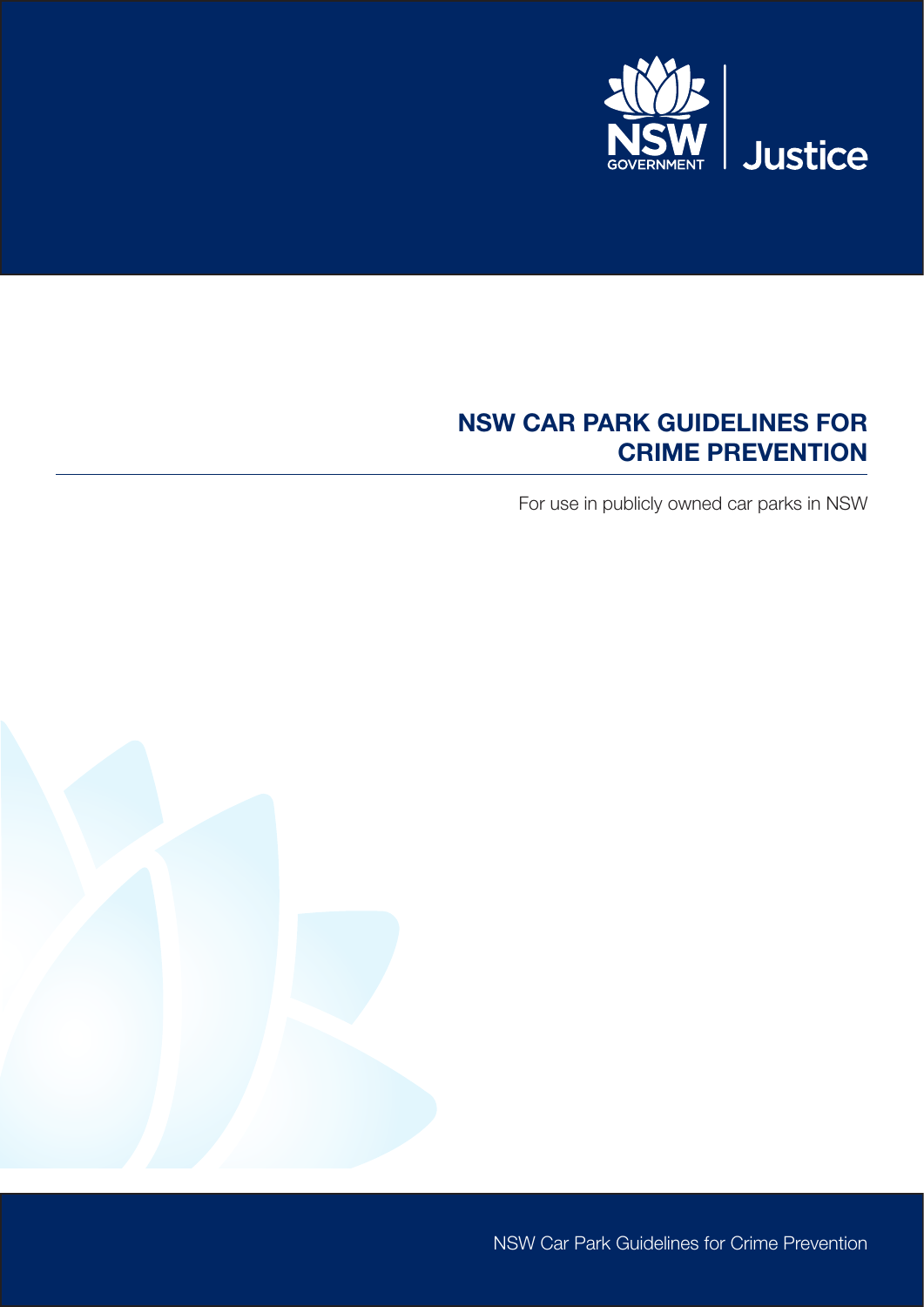NSW GOVERNMENT | Justice

# NSW CAR PARK GUIDELINES FOR CRIME PREVENTION

For use in publicly owned car parks in NSW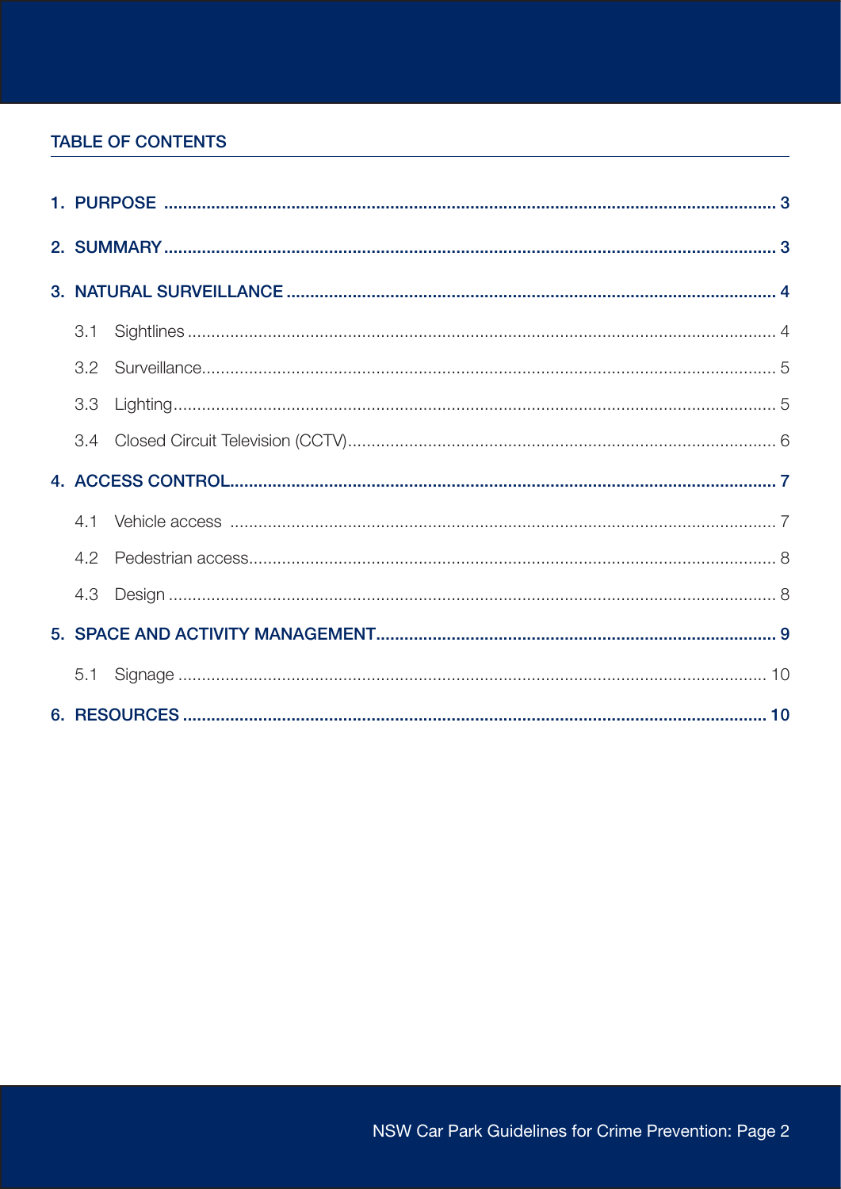## TABLE OF CONTENTS

**1. PURPOSE** ..... 3

**2. SUMMARY** ..... 3

**3. NATURAL SURVEILLANCE** ..... 4

- 3.1 Sightlines ..... 4
- 3.2 Surveillance ..... 5
- 3.3 Lighting ..... 5
- 3.4 Closed Circuit Television (CCTV) ..... 6

**4. ACCESS CONTROL** ..... 7

- 4.1 Vehicle access ..... 7
- 4.2 Pedestrian access ..... 8
- 4.3 Design ..... 8

**5. SPACE AND ACTIVITY MANAGEMENT** ..... 9

- 5.1 Signage ..... 10

**6. RESOURCES** ..... 10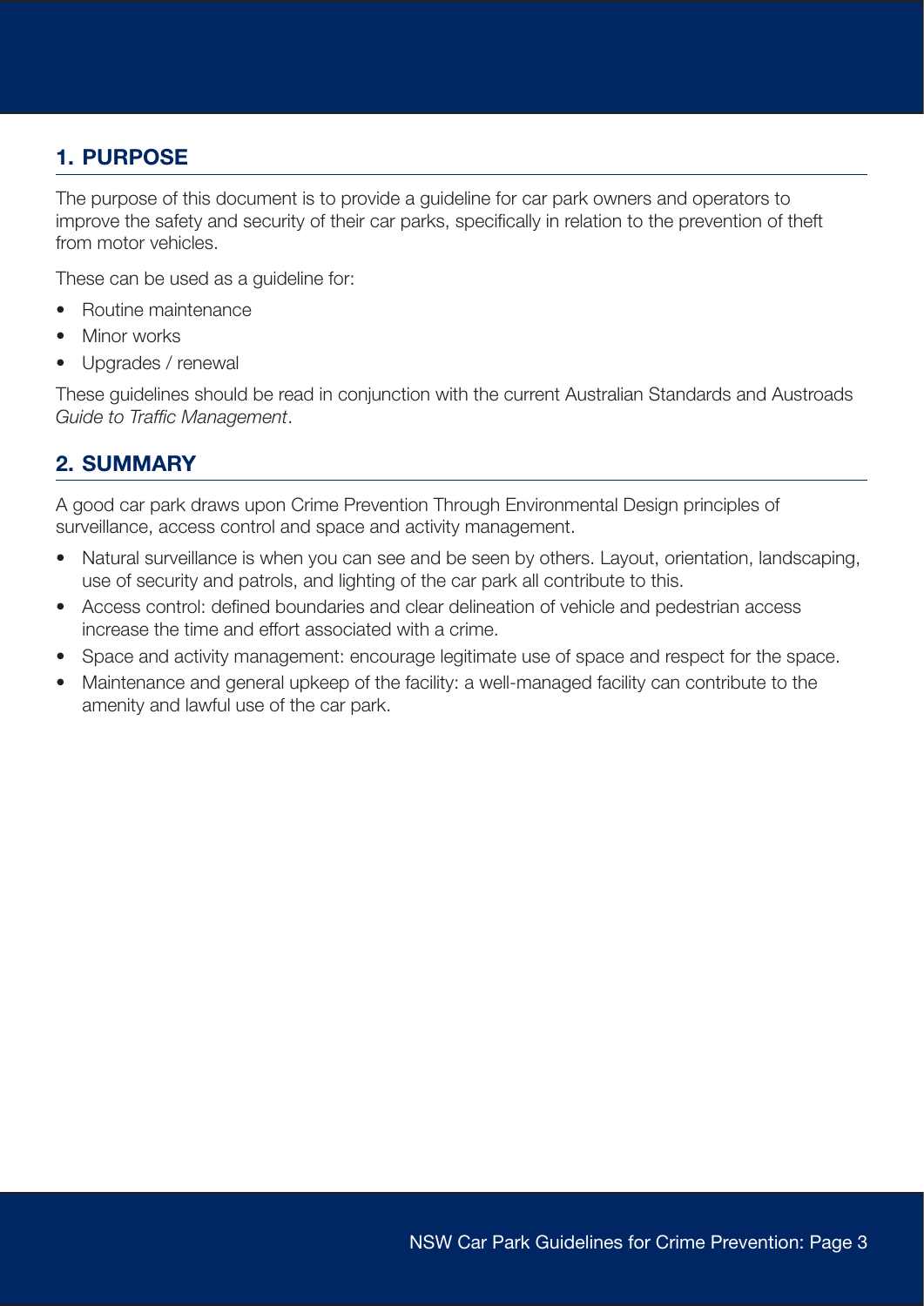## 1. PURPOSE

The purpose of this document is to provide a guideline for car park owners and operators to improve the safety and security of their car parks, specifically in relation to the prevention of theft from motor vehicles.

These can be used as a guideline for:

- Routine maintenance
- Minor works
- Upgrades / renewal

These guidelines should be read in conjunction with the current Australian Standards and Austroads *Guide to Traffic Management*.

## 2. SUMMARY

A good car park draws upon Crime Prevention Through Environmental Design principles of surveillance, access control and space and activity management.

- Natural surveillance is when you can see and be seen by others. Layout, orientation, landscaping, use of security and patrols, and lighting of the car park all contribute to this.
- Access control: defined boundaries and clear delineation of vehicle and pedestrian access increase the time and effort associated with a crime.
- Space and activity management: encourage legitimate use of space and respect for the space.
- Maintenance and general upkeep of the facility: a well-managed facility can contribute to the amenity and lawful use of the car park.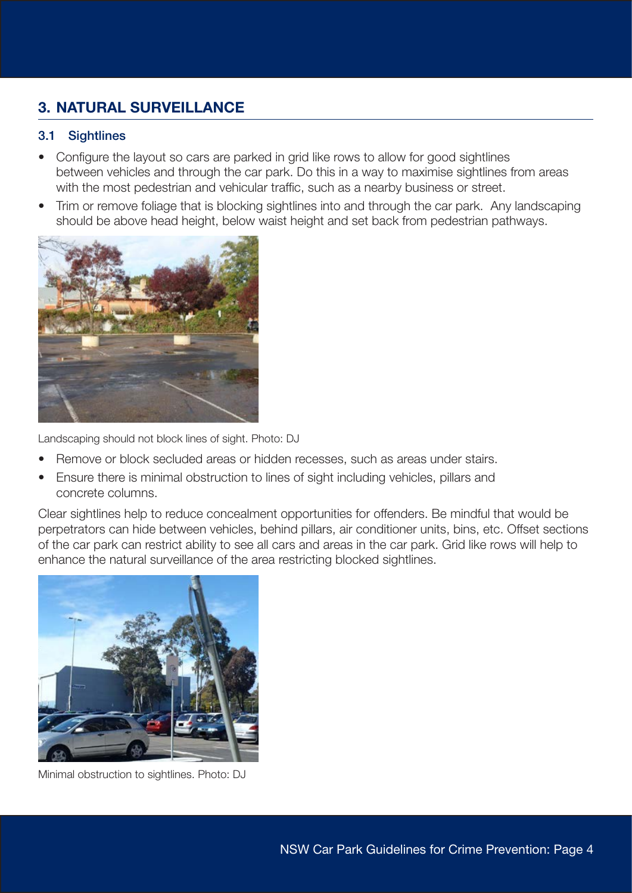## 3. NATURAL SURVEILLANCE

### 3.1 Sightlines

- Configure the layout so cars are parked in grid like rows to allow for good sightlines between vehicles and through the car park. Do this in a way to maximise sightlines from areas with the most pedestrian and vehicular traffic, such as a nearby business or street.
- Trim or remove foliage that is blocking sightlines into and through the car park. Any landscaping should be above head height, below waist height and set back from pedestrian pathways.

Landscaping should not block lines of sight. Photo: DJ

- Remove or block secluded areas or hidden recesses, such as areas under stairs.
- Ensure there is minimal obstruction to lines of sight including vehicles, pillars and concrete columns.

Clear sightlines help to reduce concealment opportunities for offenders. Be mindful that would be perpetrators can hide between vehicles, behind pillars, air conditioner units, bins, etc. Offset sections of the car park can restrict ability to see all cars and areas in the car park. Grid like rows will help to enhance the natural surveillance of the area restricting blocked sightlines.

Minimal obstruction to sightlines. Photo: DJ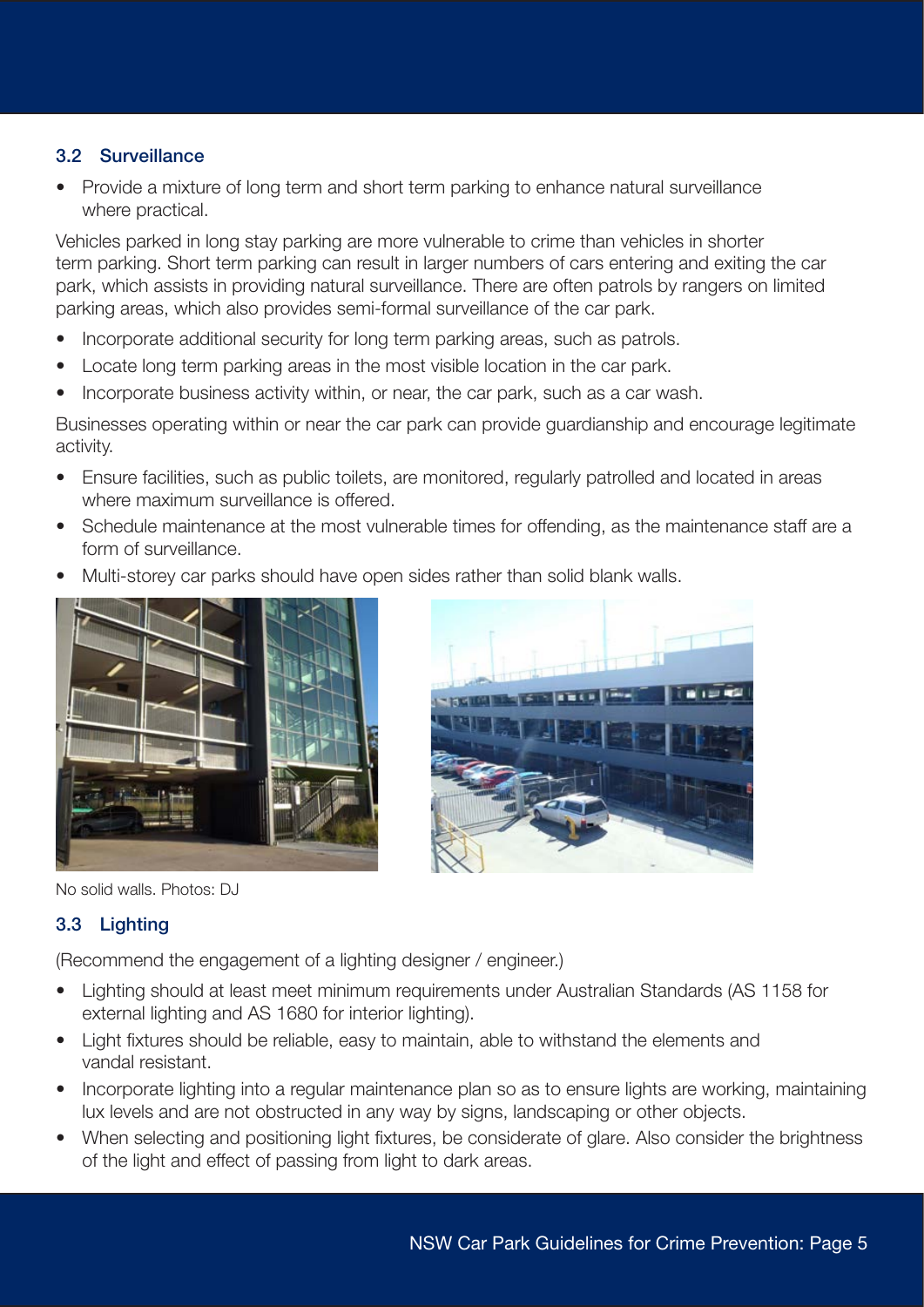### 3.2 Surveillance

- Provide a mixture of long term and short term parking to enhance natural surveillance where practical.

Vehicles parked in long stay parking are more vulnerable to crime than vehicles in shorter term parking. Short term parking can result in larger numbers of cars entering and exiting the car park, which assists in providing natural surveillance. There are often patrols by rangers on limited parking areas, which also provides semi-formal surveillance of the car park.

- Incorporate additional security for long term parking areas, such as patrols.
- Locate long term parking areas in the most visible location in the car park.
- Incorporate business activity within, or near, the car park, such as a car wash.

Businesses operating within or near the car park can provide guardianship and encourage legitimate activity.

- Ensure facilities, such as public toilets, are monitored, regularly patrolled and located in areas where maximum surveillance is offered.
- Schedule maintenance at the most vulnerable times for offending, as the maintenance staff are a form of surveillance.
- Multi-storey car parks should have open sides rather than solid blank walls.

No solid walls. Photos: DJ

### 3.3 Lighting

(Recommend the engagement of a lighting designer / engineer.)

- Lighting should at least meet minimum requirements under Australian Standards (AS 1158 for external lighting and AS 1680 for interior lighting).
- Light fixtures should be reliable, easy to maintain, able to withstand the elements and vandal resistant.
- Incorporate lighting into a regular maintenance plan so as to ensure lights are working, maintaining lux levels and are not obstructed in any way by signs, landscaping or other objects.
- When selecting and positioning light fixtures, be considerate of glare. Also consider the brightness of the light and effect of passing from light to dark areas.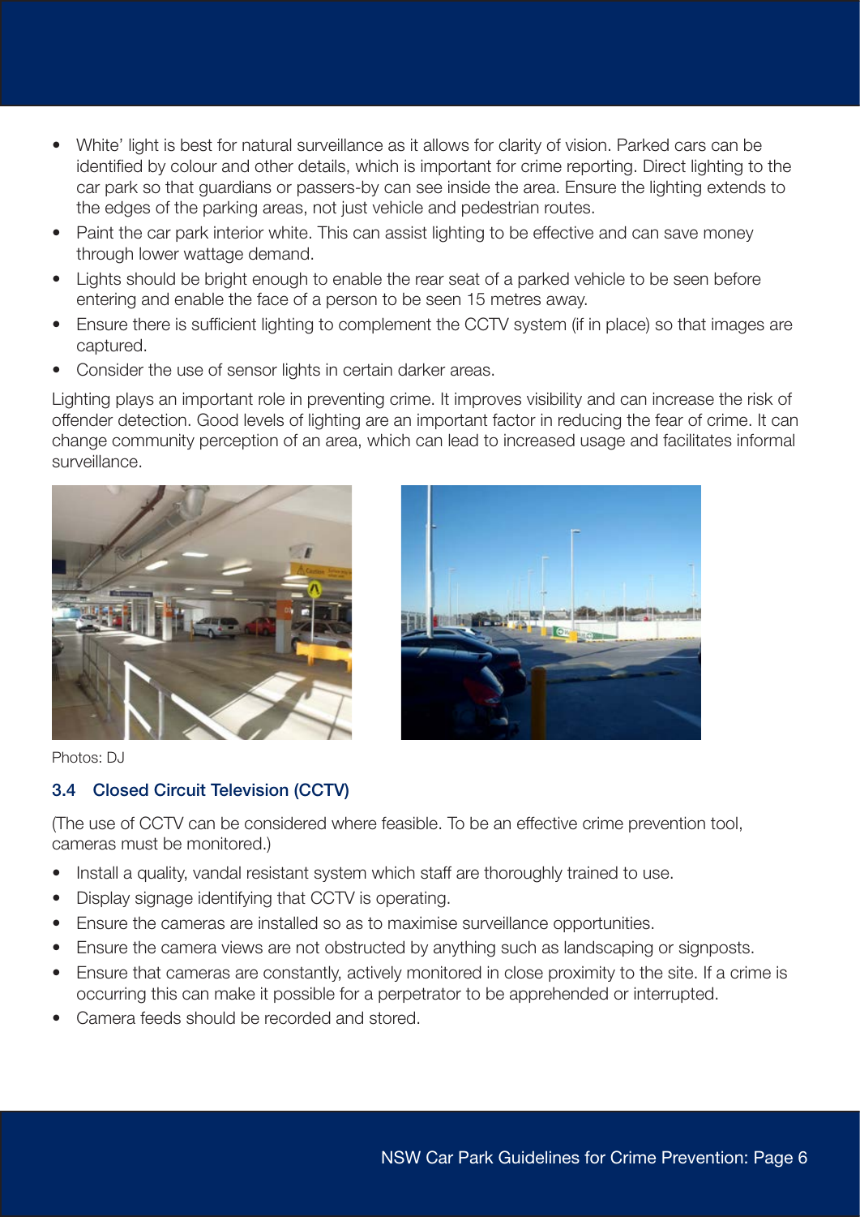- White' light is best for natural surveillance as it allows for clarity of vision. Parked cars can be identified by colour and other details, which is important for crime reporting. Direct lighting to the car park so that guardians or passers-by can see inside the area. Ensure the lighting extends to the edges of the parking areas, not just vehicle and pedestrian routes.
- Paint the car park interior white. This can assist lighting to be effective and can save money through lower wattage demand.
- Lights should be bright enough to enable the rear seat of a parked vehicle to be seen before entering and enable the face of a person to be seen 15 metres away.
- Ensure there is sufficient lighting to complement the CCTV system (if in place) so that images are captured.
- Consider the use of sensor lights in certain darker areas.

Lighting plays an important role in preventing crime. It improves visibility and can increase the risk of offender detection. Good levels of lighting are an important factor in reducing the fear of crime. It can change community perception of an area, which can lead to increased usage and facilitates informal surveillance.

Photos: DJ

### 3.4 Closed Circuit Television (CCTV)

(The use of CCTV can be considered where feasible. To be an effective crime prevention tool, cameras must be monitored.)

- Install a quality, vandal resistant system which staff are thoroughly trained to use.
- Display signage identifying that CCTV is operating.
- Ensure the cameras are installed so as to maximise surveillance opportunities.
- Ensure the camera views are not obstructed by anything such as landscaping or signposts.
- Ensure that cameras are constantly, actively monitored in close proximity to the site. If a crime is occurring this can make it possible for a perpetrator to be apprehended or interrupted.
- Camera feeds should be recorded and stored.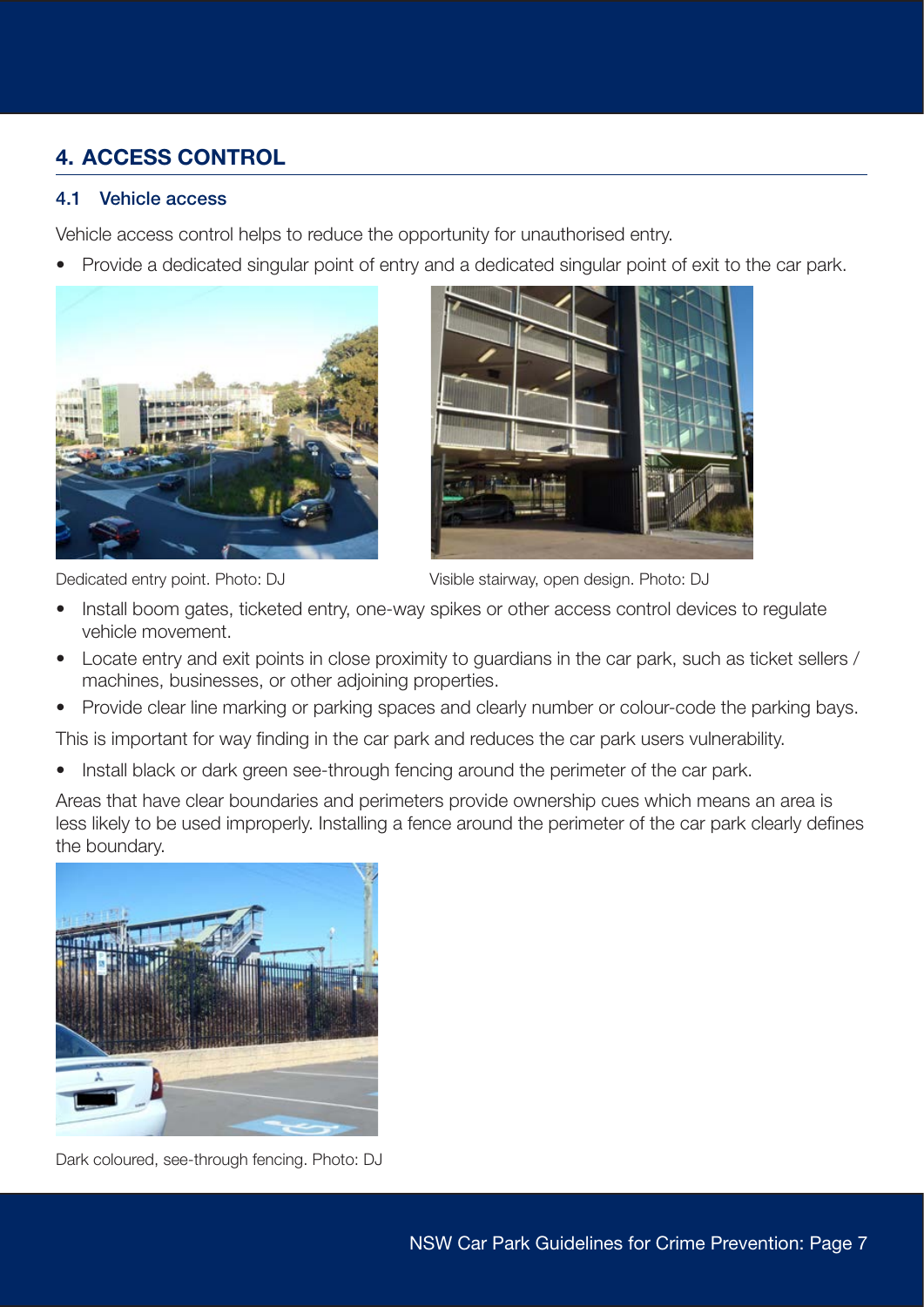## 4. ACCESS CONTROL

### 4.1 Vehicle access

Vehicle access control helps to reduce the opportunity for unauthorised entry.

- Provide a dedicated singular point of entry and a dedicated singular point of exit to the car park.

Dedicated entry point. Photo: DJ

Visible stairway, open design. Photo: DJ

- Install boom gates, ticketed entry, one-way spikes or other access control devices to regulate vehicle movement.
- Locate entry and exit points in close proximity to guardians in the car park, such as ticket sellers / machines, businesses, or other adjoining properties.
- Provide clear line marking or parking spaces and clearly number or colour-code the parking bays.

This is important for way finding in the car park and reduces the car park users vulnerability.

- Install black or dark green see-through fencing around the perimeter of the car park.

Areas that have clear boundaries and perimeters provide ownership cues which means an area is less likely to be used improperly. Installing a fence around the perimeter of the car park clearly defines the boundary.

Dark coloured, see-through fencing. Photo: DJ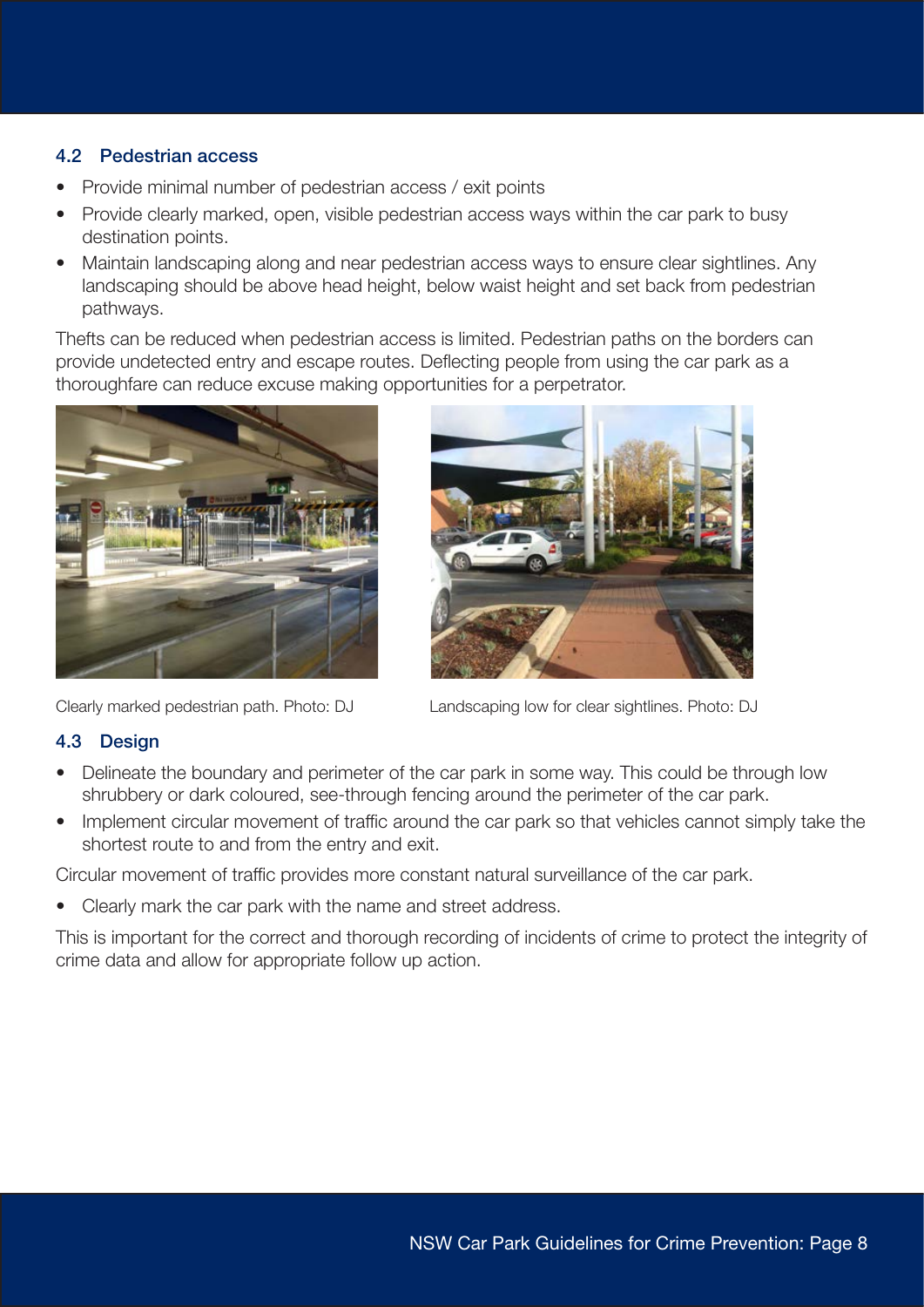### 4.2 Pedestrian access

- Provide minimal number of pedestrian access / exit points
- Provide clearly marked, open, visible pedestrian access ways within the car park to busy destination points.
- Maintain landscaping along and near pedestrian access ways to ensure clear sightlines. Any landscaping should be above head height, below waist height and set back from pedestrian pathways.

Thefts can be reduced when pedestrian access is limited. Pedestrian paths on the borders can provide undetected entry and escape routes. Deflecting people from using the car park as a thoroughfare can reduce excuse making opportunities for a perpetrator.

Clearly marked pedestrian path. Photo: DJ

Landscaping low for clear sightlines. Photo: DJ

### 4.3 Design

- Delineate the boundary and perimeter of the car park in some way. This could be through low shrubbery or dark coloured, see-through fencing around the perimeter of the car park.
- Implement circular movement of traffic around the car park so that vehicles cannot simply take the shortest route to and from the entry and exit.

Circular movement of traffic provides more constant natural surveillance of the car park.

- Clearly mark the car park with the name and street address.

This is important for the correct and thorough recording of incidents of crime to protect the integrity of crime data and allow for appropriate follow up action.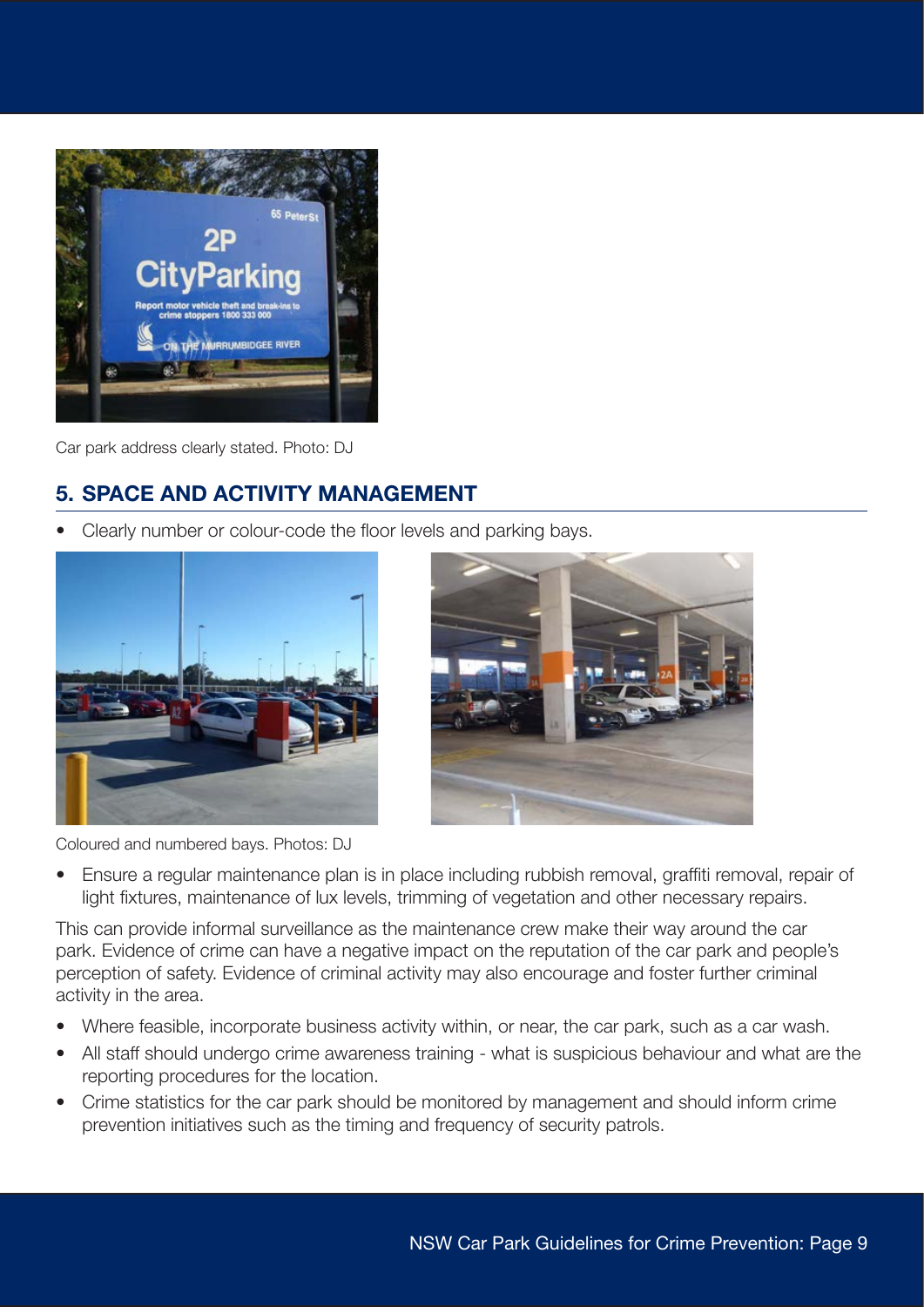Car park address clearly stated. Photo: DJ

## 5. SPACE AND ACTIVITY MANAGEMENT

- Clearly number or colour-code the floor levels and parking bays.

Coloured and numbered bays. Photos: DJ

- Ensure a regular maintenance plan is in place including rubbish removal, graffiti removal, repair of light fixtures, maintenance of lux levels, trimming of vegetation and other necessary repairs.

This can provide informal surveillance as the maintenance crew make their way around the car park. Evidence of crime can have a negative impact on the reputation of the car park and people's perception of safety. Evidence of criminal activity may also encourage and foster further criminal activity in the area.

- Where feasible, incorporate business activity within, or near, the car park, such as a car wash.
- All staff should undergo crime awareness training - what is suspicious behaviour and what are the reporting procedures for the location.
- Crime statistics for the car park should be monitored by management and should inform crime prevention initiatives such as the timing and frequency of security patrols.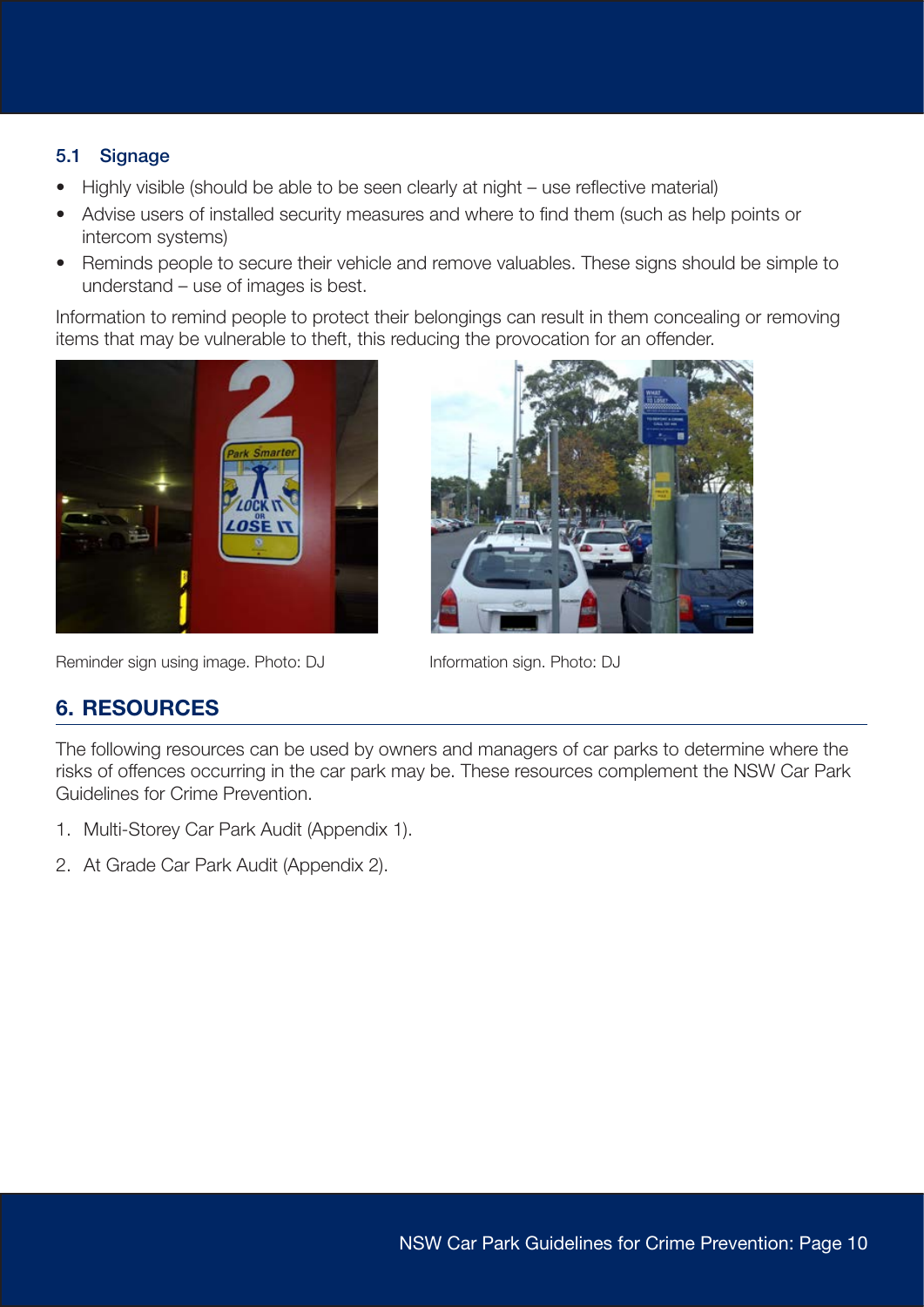### 5.1 Signage

- Highly visible (should be able to be seen clearly at night – use reflective material)
- Advise users of installed security measures and where to find them (such as help points or intercom systems)
- Reminds people to secure their vehicle and remove valuables. These signs should be simple to understand – use of images is best.

Information to remind people to protect their belongings can result in them concealing or removing items that may be vulnerable to theft, this reducing the provocation for an offender.

Reminder sign using image. Photo: DJ

Information sign. Photo: DJ

## 6. RESOURCES

The following resources can be used by owners and managers of car parks to determine where the risks of offences occurring in the car park may be. These resources complement the NSW Car Park Guidelines for Crime Prevention.

1. Multi-Storey Car Park Audit (Appendix 1).
2. At Grade Car Park Audit (Appendix 2).